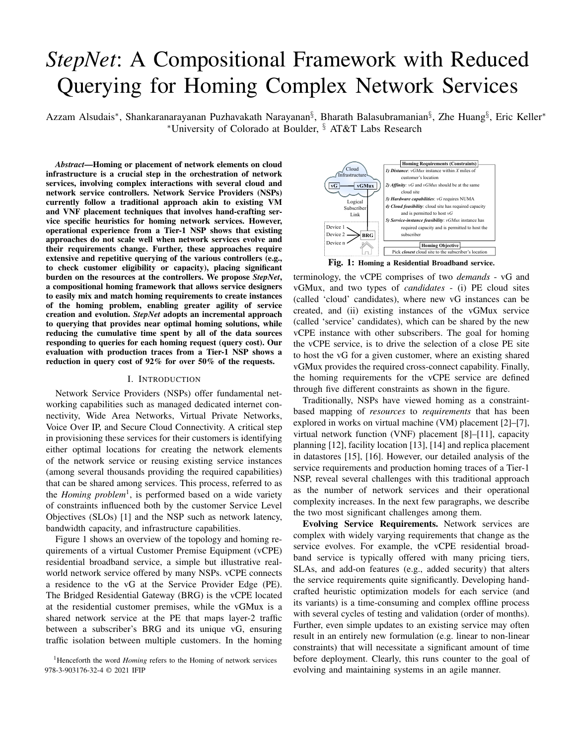# *StepNet*: A Compositional Framework with Reduced Querying for Homing Complex Network Services

Azzam Alsudais*, Shankaranarayanan Puzhavakath Narayanan§, Bharath Balasubramanian§, Zhe Huang§, Eric Keller*
*University of Colorado at Boulder, § AT&T Labs Research

***Abstract*—Homing or placement of network elements on cloud infrastructure is a crucial step in the orchestration of network services, involving complex interactions with several cloud and network service controllers. Network Service Providers (NSPs) currently follow a traditional approach akin to existing VM and VNF placement techniques that involves hand-crafting service specific heuristics for homing network services. However, operational experience from a Tier-1 NSP shows that existing approaches do not scale well when network services evolve and their requirements change. Further, these approaches require extensive and repetitive querying of the various controllers (e.g., to check customer eligibility or capacity), placing significant burden on the resources at the controllers. We propose *StepNet*, a compositional homing framework that allows service designers to easily mix and match homing requirements to create instances of the homing problem, enabling greater agility of service creation and evolution. *StepNet* adopts an incremental approach to querying that provides near optimal homing solutions, while reducing the cumulative time spent by all of the data sources responding to queries for each homing request (query cost). Our evaluation with production traces from a Tier-1 NSP shows a reduction in query cost of 92% for over 50% of the requests.**

## I. Introduction

Network Service Providers (NSPs) offer fundamental networking capabilities such as managed dedicated internet connectivity, Wide Area Networks, Virtual Private Networks, Voice Over IP, and Secure Cloud Connectivity. A critical step in provisioning these services for their customers is identifying either optimal locations for creating the network elements of the network service or reusing existing service instances (among several thousands providing the required capabilities) that can be shared among services. This process, referred to as the *Homing problem*[1], is performed based on a wide variety of constraints influenced both by the customer Service Level Objectives (SLOs) [1] and the NSP such as network latency, bandwidth capacity, and infrastructure capabilities.

Figure 1 shows an overview of the topology and homing requirements of a virtual Customer Premise Equipment (vCPE) residential broadband service, a simple but illustrative real-world network service offered by many NSPs. vCPE connects a residence to the vG at the Service Provider Edge (PE). The Bridged Residential Gateway (BRG) is the vCPE located at the residential customer premises, while the vGMux is a shared network service at the PE that maps layer-2 traffic between a subscriber's BRG and its unique vG, ensuring traffic isolation between multiple customers. In the homing terminology, the vCPE comprises of two *demands* - vG and vGMux, and two types of *candidates* - (i) PE cloud sites (called 'cloud' candidates), where new vG instances can be created, and (ii) existing instances of the vGMux service (called 'service' candidates), which can be shared by the new vCPE instance with other subscribers. The goal for homing the vCPE service, is to drive the selection of a close PE site to host the vG for a given customer, where an existing shared vGMux provides the required cross-connect capability. Finally, the homing requirements for the vCPE service are defined through five different constraints as shown in the figure.

| Homing Requirements (Constraints) |
|---|
| *1) Distance*: *vGMux* instance within *X* miles of customer's location |
| *2) Affinity*: *vG* and *vGMux* should be at the same cloud site |
| *3) Hardware capabilities*: *vG* requires NUMA |
| *4) Cloud feasibility*: cloud site has required capacity and is permitted to host *vG* |
| *5) Service-instance feasibility*: *vGMux* instance has required capacity and is permitted to host the subscriber |
| **Homing Objective** |
| Pick *closest* cloud site to the subscriber's location |

**Fig. 1: Homing a Residential Broadband service.**

Traditionally, NSPs have viewed homing as a constraint-based mapping of *resources* to *requirements* that has been explored in works on virtual machine (VM) placement [2]–[7], virtual network function (VNF) placement [8]–[11], capacity planning [12], facility location [13], [14] and replica placement in datastores [15], [16]. However, our detailed analysis of the service requirements and production homing traces of a Tier-1 NSP, reveal several challenges with this traditional approach as the number of network services and their operational complexity increases. In the next few paragraphs, we describe the two most significant challenges among them.

**Evolving Service Requirements.** Network services are complex with widely varying requirements that change as the service evolves. For example, the vCPE residential broadband service is typically offered with many pricing tiers, SLAs, and add-on features (e.g., added security) that alters the service requirements quite significantly. Developing hand-crafted heuristic optimization models for each service (and its variants) is a time-consuming and complex offline process with several cycles of testing and validation (order of months). Further, even simple updates to an existing service may often result in an entirely new formulation (e.g. linear to non-linear constraints) that will necessitate a significant amount of time before deployment. Clearly, this runs counter to the goal of evolving and maintaining systems in an agile manner.

[1]Henceforth the word *Homing* refers to the Homing of network services

978-3-903176-32-4 © 2021 IFIP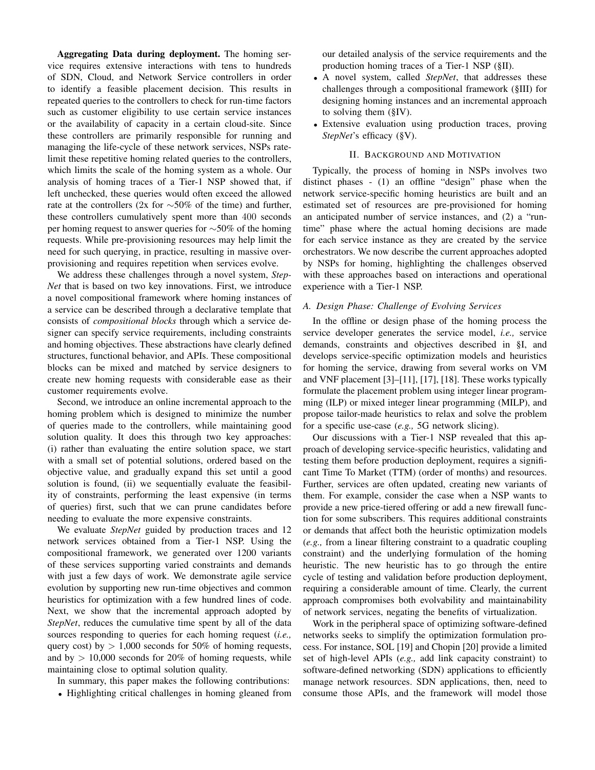**Aggregating Data during deployment.** The homing service requires extensive interactions with tens to hundreds of SDN, Cloud, and Network Service controllers in order to identify a feasible placement decision. This results in repeated queries to the controllers to check for run-time factors such as customer eligibility to use certain service instances or the availability of capacity in a certain cloud-site. Since these controllers are primarily responsible for running and managing the life-cycle of these network services, NSPs rate-limit these repetitive homing related queries to the controllers, which limits the scale of the homing system as a whole. Our analysis of homing traces of a Tier-1 NSP showed that, if left unchecked, these queries would often exceed the allowed rate at the controllers (2x for $\sim$50% of the time) and further, these controllers cumulatively spent more than 400 seconds per homing request to answer queries for $\sim$50% of the homing requests. While pre-provisioning resources may help limit the need for such querying, in practice, resulting in massive over-provisioning and requires repetition when services evolve.

We address these challenges through a novel system, *StepNet* that is based on two key innovations. First, we introduce a novel compositional framework where homing instances of a service can be described through a declarative template that consists of *compositional blocks* through which a service designer can specify service requirements, including constraints and homing objectives. These abstractions have clearly defined structures, functional behavior, and APIs. These compositional blocks can be mixed and matched by service designers to create new homing requests with considerable ease as their customer requirements evolve.

Second, we introduce an online incremental approach to the homing problem which is designed to minimize the number of queries made to the controllers, while maintaining good solution quality. It does this through two key approaches: (i) rather than evaluating the entire solution space, we start with a small set of potential solutions, ordered based on the objective value, and gradually expand this set until a good solution is found, (ii) we sequentially evaluate the feasibility of constraints, performing the least expensive (in terms of queries) first, such that we can prune candidates before needing to evaluate the more expensive constraints.

We evaluate *StepNet* guided by production traces and 12 network services obtained from a Tier-1 NSP. Using the compositional framework, we generated over 1200 variants of these services supporting varied constraints and demands with just a few days of work. We demonstrate agile service evolution by supporting new run-time objectives and common heuristics for optimization with a few hundred lines of code. Next, we show that the incremental approach adopted by *StepNet*, reduces the cumulative time spent by all of the data sources responding to queries for each homing request (*i.e.,* query cost) by $>$ 1,000 seconds for 50% of homing requests, and by $>$ 10,000 seconds for 20% of homing requests, while maintaining close to optimal solution quality.

In summary, this paper makes the following contributions:

- Highlighting critical challenges in homing gleaned from our detailed analysis of the service requirements and the production homing traces of a Tier-1 NSP (§II).
- A novel system, called *StepNet*, that addresses these challenges through a compositional framework (§III) for designing homing instances and an incremental approach to solving them (§IV).
- Extensive evaluation using production traces, proving *StepNet*'s efficacy (§V).

## II. Background and Motivation

Typically, the process of homing in NSPs involves two distinct phases - (1) an offline "design" phase when the network service-specific homing heuristics are built and an estimated set of resources are pre-provisioned for homing an anticipated number of service instances, and (2) a "run-time" phase where the actual homing decisions are made for each service instance as they are created by the service orchestrators. We now describe the current approaches adopted by NSPs for homing, highlighting the challenges observed with these approaches based on interactions and operational experience with a Tier-1 NSP.

### A. Design Phase: Challenge of Evolving Services

In the offline or design phase of the homing process the service developer generates the service model, *i.e.,* service demands, constraints and objectives described in §I, and develops service-specific optimization models and heuristics for homing the service, drawing from several works on VM and VNF placement [3]–[11], [17], [18]. These works typically formulate the placement problem using integer linear programming (ILP) or mixed integer linear programming (MILP), and propose tailor-made heuristics to relax and solve the problem for a specific use-case (*e.g.,* 5G network slicing).

Our discussions with a Tier-1 NSP revealed that this approach of developing service-specific heuristics, validating and testing them before production deployment, requires a significant Time To Market (TTM) (order of months) and resources. Further, services are often updated, creating new variants of them. For example, consider the case when a NSP wants to provide a new price-tiered offering or add a new firewall function for some subscribers. This requires additional constraints or demands that affect both the heuristic optimization models (*e.g.,* from a linear filtering constraint to a quadratic coupling constraint) and the underlying formulation of the homing heuristic. The new heuristic has to go through the entire cycle of testing and validation before production deployment, requiring a considerable amount of time. Clearly, the current approach compromises both evolvability and maintainability of network services, negating the benefits of virtualization.

Work in the peripheral space of optimizing software-defined networks seeks to simplify the optimization formulation process. For instance, SOL [19] and Chopin [20] provide a limited set of high-level APIs (*e.g.,* add link capacity constraint) to software-defined networking (SDN) applications to efficiently manage network resources. SDN applications, then, need to consume those APIs, and the framework will model those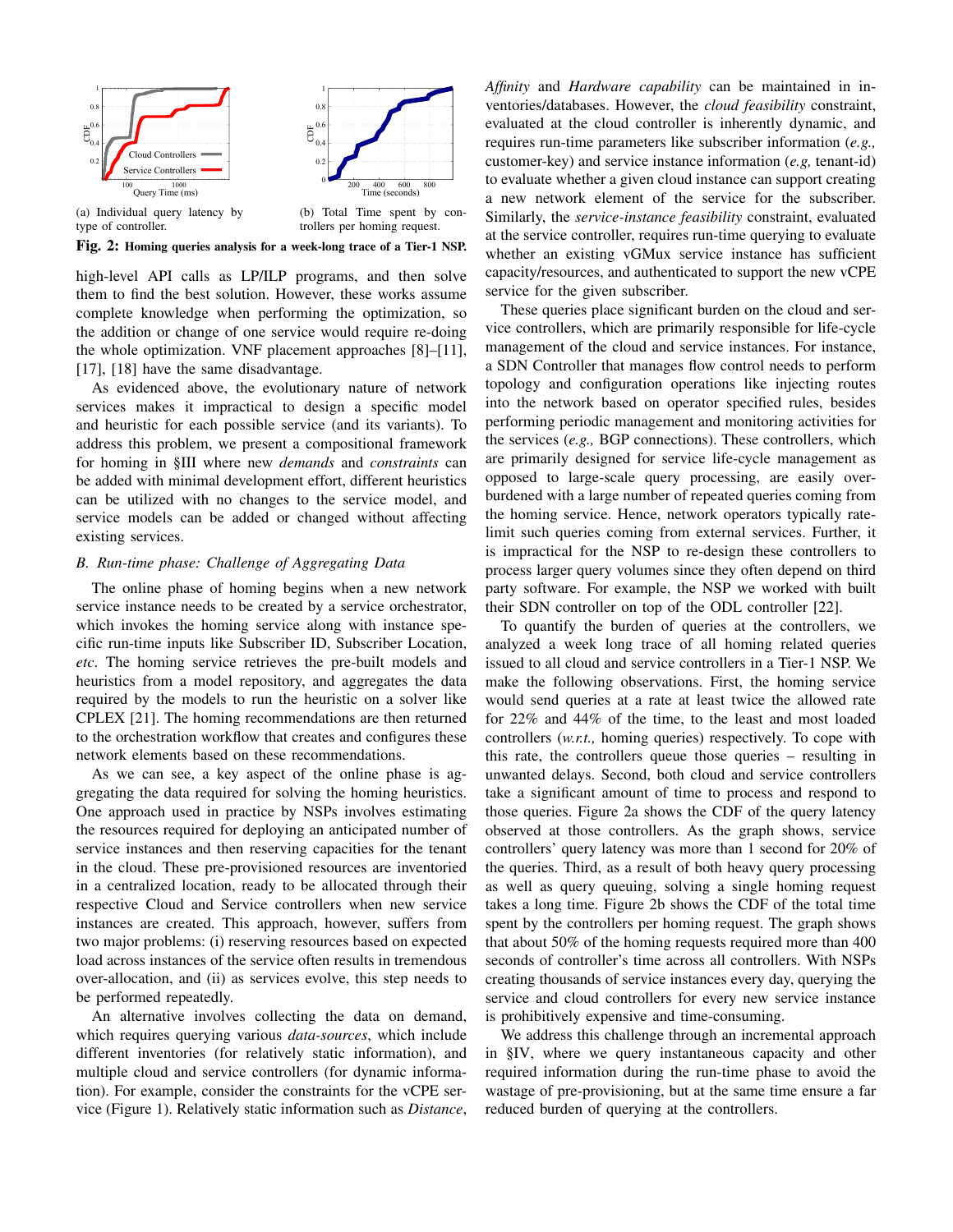(a) Individual query latency by type of controller.

(b) Total Time spent by controllers per homing request.

**Fig. 2: Homing queries analysis for a week-long trace of a Tier-1 NSP.**

high-level API calls as LP/ILP programs, and then solve them to find the best solution. However, these works assume complete knowledge when performing the optimization, so the addition or change of one service would require re-doing the whole optimization. VNF placement approaches [8]–[11], [17], [18] have the same disadvantage.

As evidenced above, the evolutionary nature of network services makes it impractical to design a specific model and heuristic for each possible service (and its variants). To address this problem, we present a compositional framework for homing in §III where new *demands* and *constraints* can be added with minimal development effort, different heuristics can be utilized with no changes to the service model, and service models can be added or changed without affecting existing services.

### *B. Run-time phase: Challenge of Aggregating Data*

The online phase of homing begins when a new network service instance needs to be created by a service orchestrator, which invokes the homing service along with instance specific run-time inputs like Subscriber ID, Subscriber Location, *etc*. The homing service retrieves the pre-built models and heuristics from a model repository, and aggregates the data required by the models to run the heuristic on a solver like CPLEX [21]. The homing recommendations are then returned to the orchestration workflow that creates and configures these network elements based on these recommendations.

As we can see, a key aspect of the online phase is aggregating the data required for solving the homing heuristics. One approach used in practice by NSPs involves estimating the resources required for deploying an anticipated number of service instances and then reserving capacities for the tenant in the cloud. These pre-provisioned resources are inventoried in a centralized location, ready to be allocated through their respective Cloud and Service controllers when new service instances are created. This approach, however, suffers from two major problems: (i) reserving resources based on expected load across instances of the service often results in tremendous over-allocation, and (ii) as services evolve, this step needs to be performed repeatedly.

An alternative involves collecting the data on demand, which requires querying various *data-sources*, which include different inventories (for relatively static information), and multiple cloud and service controllers (for dynamic information). For example, consider the constraints for the vCPE service (Figure 1). Relatively static information such as *Distance*, *Affinity* and *Hardware capability* can be maintained in inventories/databases. However, the *cloud feasibility* constraint, evaluated at the cloud controller is inherently dynamic, and requires run-time parameters like subscriber information (*e.g.,* customer-key) and service instance information (*e.g,* tenant-id) to evaluate whether a given cloud instance can support creating a new network element of the service for the subscriber. Similarly, the *service-instance feasibility* constraint, evaluated at the service controller, requires run-time querying to evaluate whether an existing vGMux service instance has sufficient capacity/resources, and authenticated to support the new vCPE service for the given subscriber.

These queries place significant burden on the cloud and service controllers, which are primarily responsible for life-cycle management of the cloud and service instances. For instance, a SDN Controller that manages flow control needs to perform topology and configuration operations like injecting routes into the network based on operator specified rules, besides performing periodic management and monitoring activities for the services (*e.g.,* BGP connections). These controllers, which are primarily designed for service life-cycle management as opposed to large-scale query processing, are easily overburdened with a large number of repeated queries coming from the homing service. Hence, network operators typically rate-limit such queries coming from external services. Further, it is impractical for the NSP to re-design these controllers to process larger query volumes since they often depend on third party software. For example, the NSP we worked with built their SDN controller on top of the ODL controller [22].

To quantify the burden of queries at the controllers, we analyzed a week long trace of all homing related queries issued to all cloud and service controllers in a Tier-1 NSP. We make the following observations. First, the homing service would send queries at a rate at least twice the allowed rate for 22% and 44% of the time, to the least and most loaded controllers (*w.r.t.,* homing queries) respectively. To cope with this rate, the controllers queue those queries – resulting in unwanted delays. Second, both cloud and service controllers take a significant amount of time to process and respond to those queries. Figure 2a shows the CDF of the query latency observed at those controllers. As the graph shows, service controllers' query latency was more than 1 second for 20% of the queries. Third, as a result of both heavy query processing as well as query queuing, solving a single homing request takes a long time. Figure 2b shows the CDF of the total time spent by the controllers per homing request. The graph shows that about 50% of the homing requests required more than 400 seconds of controller's time across all controllers. With NSPs creating thousands of service instances every day, querying the service and cloud controllers for every new service instance is prohibitively expensive and time-consuming.

We address this challenge through an incremental approach in §IV, where we query instantaneous capacity and other required information during the run-time phase to avoid the wastage of pre-provisioning, but at the same time ensure a far reduced burden of querying at the controllers.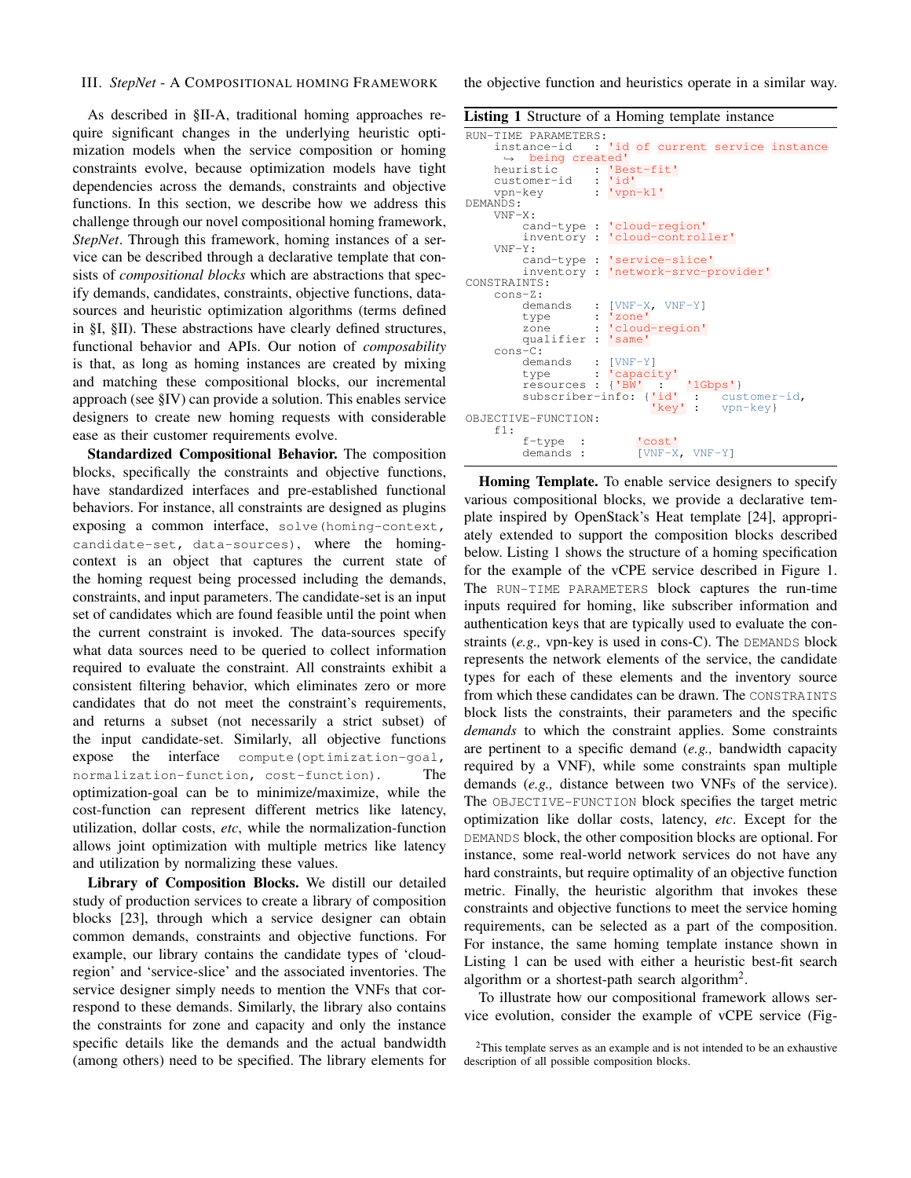## III. *StepNet* - A Compositional homing Framework

As described in §II-A, traditional homing approaches require significant changes in the underlying heuristic optimization models when the service composition or homing constraints evolve, because optimization models have tight dependencies across the demands, constraints and objective functions. In this section, we describe how we address this challenge through our novel compositional homing framework, *StepNet*. Through this framework, homing instances of a service can be described through a declarative template that consists of *compositional blocks* which are abstractions that specify demands, candidates, constraints, objective functions, data-sources and heuristic optimization algorithms (terms defined in §I, §II). These abstractions have clearly defined structures, functional behavior and APIs. Our notion of *composability* is that, as long as homing instances are created by mixing and matching these compositional blocks, our incremental approach (see §IV) can provide a solution. This enables service designers to create new homing requests with considerable ease as their customer requirements evolve.

**Standardized Compositional Behavior.** The composition blocks, specifically the constraints and objective functions, have standardized interfaces and pre-established functional behaviors. For instance, all constraints are designed as plugins exposing a common interface, `solve(homing-context, candidate-set, data-sources)`, where the homing-context is an object that captures the current state of the homing request being processed including the demands, constraints, and input parameters. The candidate-set is an input set of candidates which are found feasible until the point when the current constraint is invoked. The data-sources specify what data sources need to be queried to collect information required to evaluate the constraint. All constraints exhibit a consistent filtering behavior, which eliminates zero or more candidates that do not meet the constraint's requirements, and returns a subset (not necessarily a strict subset) of the input candidate-set. Similarly, all objective functions expose the interface `compute(optimization-goal, normalization-function, cost-function)`. The optimization-goal can be to minimize/maximize, while the cost-function can represent different metrics like latency, utilization, dollar costs, *etc*, while the normalization-function allows joint optimization with multiple metrics like latency and utilization by normalizing these values.

**Library of Composition Blocks.** We distill our detailed study of production services to create a library of composition blocks [23], through which a service designer can obtain common demands, constraints and objective functions. For example, our library contains the candidate types of 'cloud-region' and 'service-slice' and the associated inventories. The service designer simply needs to mention the VNFs that correspond to these demands. Similarly, the library also contains the constraints for zone and capacity and only the instance specific details like the demands and the actual bandwidth (among others) need to be specified. The library elements for the objective function and heuristics operate in a similar way.

**Listing 1** Structure of a Homing template instance

```
RUN-TIME PARAMETERS:
    instance-id   : 'id of current service instance
      → being created'
    heuristic     : 'Best-fit'
    customer-id   : 'id'
    vpn-key       : 'vpn-k1'
DEMANDS:
    VNF-X:
        cand-type : 'cloud-region'
        inventory : 'cloud-controller'
    VNF-Y:
        cand-type : 'service-slice'
        inventory : 'network-srvc-provider'
CONSTRAINTS:
    cons-Z:
        demands   : [VNF-X, VNF-Y]
        type      : 'zone'
        zone      : 'cloud-region'
        qualifier : 'same'
    cons-C:
        demands   : [VNF-Y]
        type      : 'capacity'
        resources : {'BW'  :  '1Gbps'}
        subscriber-info: {'id'  :   customer-id,
                          'key' :   vpn-key}
OBJECTIVE-FUNCTION:
    f1:
        f-type  :       'cost'
        demands :       [VNF-X, VNF-Y]
```

**Homing Template.** To enable service designers to specify various compositional blocks, we provide a declarative template inspired by OpenStack's Heat template [24], appropriately extended to support the composition blocks described below. Listing 1 shows the structure of a homing specification for the example of the vCPE service described in Figure 1. The `RUN-TIME PARAMETERS` block captures the run-time inputs required for homing, like subscriber information and authentication keys that are typically used to evaluate the constraints (*e.g.,* vpn-key is used in cons-C). The `DEMANDS` block represents the network elements of the service, the candidate types for each of these elements and the inventory source from which these candidates can be drawn. The `CONSTRAINTS` block lists the constraints, their parameters and the specific *demands* to which the constraint applies. Some constraints are pertinent to a specific demand (*e.g.,* bandwidth capacity required by a VNF), while some constraints span multiple demands (*e.g.,* distance between two VNFs of the service). The `OBJECTIVE-FUNCTION` block specifies the target metric optimization like dollar costs, latency, *etc*. Except for the `DEMANDS` block, the other composition blocks are optional. For instance, some real-world network services do not have any hard constraints, but require optimality of an objective function metric. Finally, the heuristic algorithm that invokes these constraints and objective functions to meet the service homing requirements, can be selected as a part of the composition. For instance, the same homing template instance shown in Listing 1 can be used with either a heuristic best-fit search algorithm or a shortest-path search algorithm[2].

To illustrate how our compositional framework allows service evolution, consider the example of vCPE service (Fig-

[2]This template serves as an example and is not intended to be an exhaustive description of all possible composition blocks.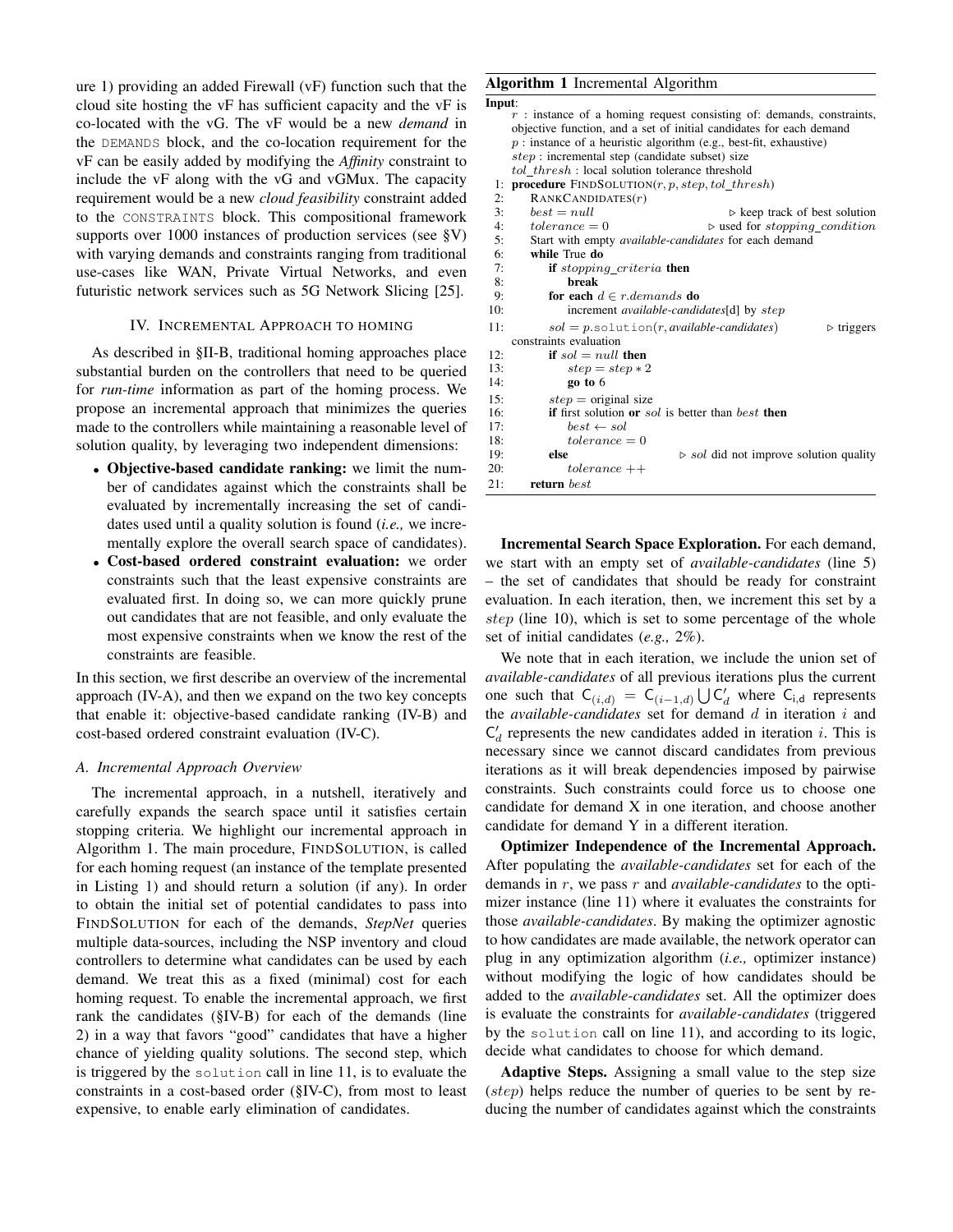ure 1) providing an added Firewall (vF) function such that the cloud site hosting the vF has sufficient capacity and the vF is co-located with the vG. The vF would be a new *demand* in the DEMANDS block, and the co-location requirement for the vF can be easily added by modifying the *Affinity* constraint to include the vF along with the vG and vGMux. The capacity requirement would be a new *cloud feasibility* constraint added to the CONSTRAINTS block. This compositional framework supports over 1000 instances of production services (see §V) with varying demands and constraints ranging from traditional use-cases like WAN, Private Virtual Networks, and even futuristic network services such as 5G Network Slicing [25].

## IV. Incremental Approach to Homing

As described in §II-B, traditional homing approaches place substantial burden on the controllers that need to be queried for *run-time* information as part of the homing process. We propose an incremental approach that minimizes the queries made to the controllers while maintaining a reasonable level of solution quality, by leveraging two independent dimensions:

- **Objective-based candidate ranking:** we limit the number of candidates against which the constraints shall be evaluated by incrementally increasing the set of candidates used until a quality solution is found (*i.e.,* we incrementally explore the overall search space of candidates).
- **Cost-based ordered constraint evaluation:** we order constraints such that the least expensive constraints are evaluated first. In doing so, we can more quickly prune out candidates that are not feasible, and only evaluate the most expensive constraints when we know the rest of the constraints are feasible.

In this section, we first describe an overview of the incremental approach (IV-A), and then we expand on the two key concepts that enable it: objective-based candidate ranking (IV-B) and cost-based ordered constraint evaluation (IV-C).

### A. Incremental Approach Overview

The incremental approach, in a nutshell, iteratively and carefully expands the search space until it satisfies certain stopping criteria. We highlight our incremental approach in Algorithm 1. The main procedure, FINDSOLUTION, is called for each homing request (an instance of the template presented in Listing 1) and should return a solution (if any). In order to obtain the initial set of potential candidates to pass into FINDSOLUTION for each of the demands, *StepNet* queries multiple data-sources, including the NSP inventory and cloud controllers to determine what candidates can be used by each demand. We treat this as a fixed (minimal) cost for each homing request. To enable the incremental approach, we first rank the candidates (§IV-B) for each of the demands (line 2) in a way that favors "good" candidates that have a higher chance of yielding quality solutions. The second step, which is triggered by the solution call in line 11, is to evaluate the constraints in a cost-based order (§IV-C), from most to least expensive, to enable early elimination of candidates.

**Algorithm 1** Incremental Algorithm

```
Input:
  r : instance of a homing request consisting of: demands, constraints,
      objective function, and a set of initial candidates for each demand
  p : instance of a heuristic algorithm (e.g., best-fit, exhaustive)
  step : incremental step (candidate subset) size
  tol_thresh : local solution tolerance threshold
 1: procedure FINDSOLUTION(r, p, step, tol_thresh)
 2:     RANKCANDIDATES(r)
 3:     best = null                          ▷ keep track of best solution
 4:     tolerance = 0                        ▷ used for stopping_condition
 5:     Start with empty available-candidates for each demand
 6:     while True do
 7:         if stopping_criteria then
 8:             break
 9:         for each d ∈ r.demands do
10:             increment available-candidates[d] by step
11:         sol = p.solution(r, available-candidates)   ▷ triggers constraints evaluation
12:         if sol = null then
13:             step = step * 2
14:             go to 6
15:         step = original size
16:         if first solution or sol is better than best then
17:             best ← sol
18:             tolerance = 0
19:         else                             ▷ sol did not improve solution quality
20:             tolerance ++
21:     return best
```

**Incremental Search Space Exploration.** For each demand, we start with an empty set of *available-candidates* (line 5) – the set of candidates that should be ready for constraint evaluation. In each iteration, then, we increment this set by a $step$ (line 10), which is set to some percentage of the whole set of initial candidates (*e.g.,* 2%).

We note that in each iteration, we include the union set of *available-candidates* of all previous iterations plus the current one such that $\mathsf{C}_{(i,d)} = \mathsf{C}_{(i-1,d)} \bigcup \mathsf{C}'_d$ where $\mathsf{C}_{\mathsf{i,d}}$ represents the *available-candidates* set for demand $d$ in iteration $i$ and $\mathsf{C}'_d$ represents the new candidates added in iteration $i$. This is necessary since we cannot discard candidates from previous iterations as it will break dependencies imposed by pairwise constraints. Such constraints could force us to choose one candidate for demand X in one iteration, and choose another candidate for demand Y in a different iteration.

**Optimizer Independence of the Incremental Approach.** After populating the *available-candidates* set for each of the demands in $r$, we pass $r$ and *available-candidates* to the optimizer instance (line 11) where it evaluates the constraints for those *available-candidates*. By making the optimizer agnostic to how candidates are made available, the network operator can plug in any optimization algorithm (*i.e.,* optimizer instance) without modifying the logic of how candidates should be added to the *available-candidates* set. All the optimizer does is evaluate the constraints for *available-candidates* (triggered by the solution call on line 11), and according to its logic, decide what candidates to choose for which demand.

**Adaptive Steps.** Assigning a small value to the step size ($step$) helps reduce the number of queries to be sent by reducing the number of candidates against which the constraints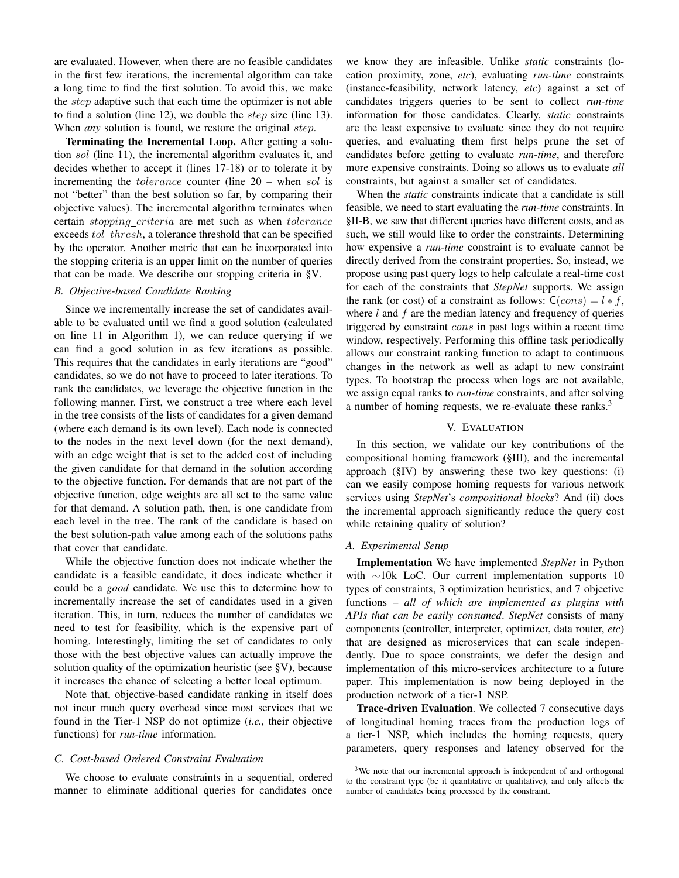are evaluated. However, when there are no feasible candidates in the first few iterations, the incremental algorithm can take a long time to find the first solution. To avoid this, we make the $step$ adaptive such that each time the optimizer is not able to find a solution (line 12), we double the $step$ size (line 13). When *any* solution is found, we restore the original $step$.

**Terminating the Incremental Loop.** After getting a solution $sol$ (line 11), the incremental algorithm evaluates it, and decides whether to accept it (lines 17-18) or to tolerate it by incrementing the $tolerance$ counter (line 20 – when $sol$ is not "better" than the best solution so far, by comparing their objective values). The incremental algorithm terminates when certain $stopping\_criteria$ are met such as when $tolerance$ exceeds $tol\_thresh$, a tolerance threshold that can be specified by the operator. Another metric that can be incorporated into the stopping criteria is an upper limit on the number of queries that can be made. We describe our stopping criteria in §V.

### B. Objective-based Candidate Ranking

Since we incrementally increase the set of candidates available to be evaluated until we find a good solution (calculated on line 11 in Algorithm 1), we can reduce querying if we can find a good solution in as few iterations as possible. This requires that the candidates in early iterations are "good" candidates, so we do not have to proceed to later iterations. To rank the candidates, we leverage the objective function in the following manner. First, we construct a tree where each level in the tree consists of the lists of candidates for a given demand (where each demand is its own level). Each node is connected to the nodes in the next level down (for the next demand), with an edge weight that is set to the added cost of including the given candidate for that demand in the solution according to the objective function. For demands that are not part of the objective function, edge weights are all set to the same value for that demand. A solution path, then, is one candidate from each level in the tree. The rank of the candidate is based on the best solution-path value among each of the solutions paths that cover that candidate.

While the objective function does not indicate whether the candidate is a feasible candidate, it does indicate whether it could be a *good* candidate. We use this to determine how to incrementally increase the set of candidates used in a given iteration. This, in turn, reduces the number of candidates we need to test for feasibility, which is the expensive part of homing. Interestingly, limiting the set of candidates to only those with the best objective values can actually improve the solution quality of the optimization heuristic (see §V), because it increases the chance of selecting a better local optimum.

Note that, objective-based candidate ranking in itself does not incur much query overhead since most services that we found in the Tier-1 NSP do not optimize (*i.e.,* their objective functions) for *run-time* information.

### C. Cost-based Ordered Constraint Evaluation

We choose to evaluate constraints in a sequential, ordered manner to eliminate additional queries for candidates once we know they are infeasible. Unlike *static* constraints (location proximity, zone, *etc*), evaluating *run-time* constraints (instance-feasibility, network latency, *etc*) against a set of candidates triggers queries to be sent to collect *run-time* information for those candidates. Clearly, *static* constraints are the least expensive to evaluate since they do not require queries, and evaluating them first helps prune the set of candidates before getting to evaluate *run-time*, and therefore more expensive constraints. Doing so allows us to evaluate *all* constraints, but against a smaller set of candidates.

When the *static* constraints indicate that a candidate is still feasible, we need to start evaluating the *run-time* constraints. In §II-B, we saw that different queries have different costs, and as such, we still would like to order the constraints. Determining how expensive a *run-time* constraint is to evaluate cannot be directly derived from the constraint properties. So, instead, we propose using past query logs to help calculate a real-time cost for each of the constraints that *StepNet* supports. We assign the rank (or cost) of a constraint as follows: $\mathsf{C}(cons) = l * f$, where $l$ and $f$ are the median latency and frequency of queries triggered by constraint $cons$ in past logs within a recent time window, respectively. Performing this offline task periodically allows our constraint ranking function to adapt to continuous changes in the network as well as adapt to new constraint types. To bootstrap the process when logs are not available, we assign equal ranks to *run-time* constraints, and after solving a number of homing requests, we re-evaluate these ranks.[3]

## V. Evaluation

In this section, we validate our key contributions of the compositional homing framework (§III), and the incremental approach (§IV) by answering these two key questions: (i) can we easily compose homing requests for various network services using *StepNet*'s *compositional blocks*? And (ii) does the incremental approach significantly reduce the query cost while retaining quality of solution?

### A. Experimental Setup

**Implementation** We have implemented *StepNet* in Python with ∼10k LoC. Our current implementation supports 10 types of constraints, 3 optimization heuristics, and 7 objective functions – *all of which are implemented as plugins with APIs that can be easily consumed*. *StepNet* consists of many components (controller, interpreter, optimizer, data router, *etc*) that are designed as microservices that can scale independently. Due to space constraints, we defer the design and implementation of this micro-services architecture to a future paper. This implementation is now being deployed in the production network of a tier-1 NSP.

**Trace-driven Evaluation**. We collected 7 consecutive days of longitudinal homing traces from the production logs of a tier-1 NSP, which includes the homing requests, query parameters, query responses and latency observed for the

[3] We note that our incremental approach is independent of and orthogonal to the constraint type (be it quantitative or qualitative), and only affects the number of candidates being processed by the constraint.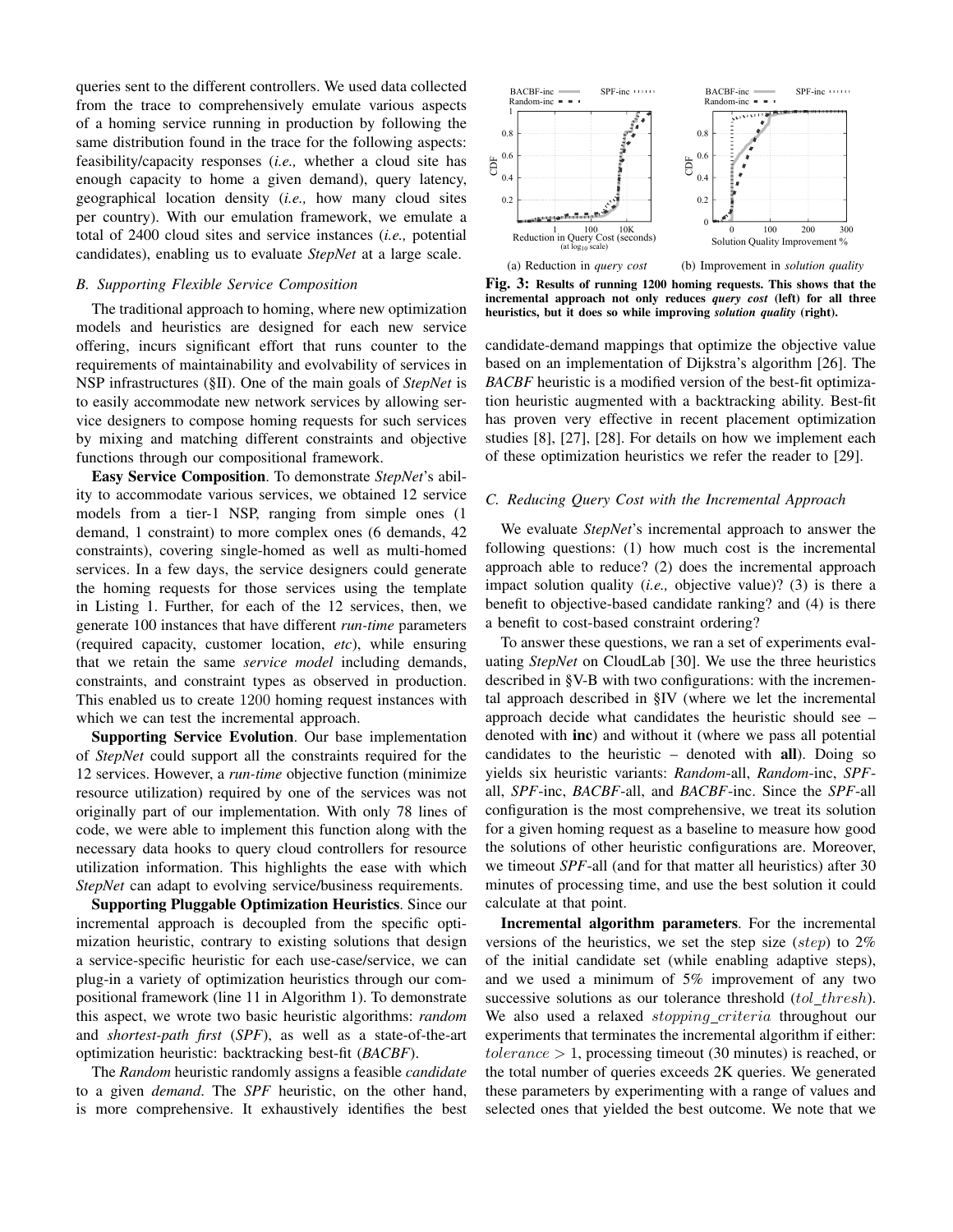queries sent to the different controllers. We used data collected from the trace to comprehensively emulate various aspects of a homing service running in production by following the same distribution found in the trace for the following aspects: feasibility/capacity responses (*i.e.,* whether a cloud site has enough capacity to home a given demand), query latency, geographical location density (*i.e.,* how many cloud sites per country). With our emulation framework, we emulate a total of 2400 cloud sites and service instances (*i.e.,* potential candidates), enabling us to evaluate *StepNet* at a large scale.

### *B. Supporting Flexible Service Composition*

The traditional approach to homing, where new optimization models and heuristics are designed for each new service offering, incurs significant effort that runs counter to the requirements of maintainability and evolvability of services in NSP infrastructures (§II). One of the main goals of *StepNet* is to easily accommodate new network services by allowing service designers to compose homing requests for such services by mixing and matching different constraints and objective functions through our compositional framework.

**Easy Service Composition**. To demonstrate *StepNet*'s ability to accommodate various services, we obtained 12 service models from a tier-1 NSP, ranging from simple ones (1 demand, 1 constraint) to more complex ones (6 demands, 42 constraints), covering single-homed as well as multi-homed services. In a few days, the service designers could generate the homing requests for those services using the template in Listing 1. Further, for each of the 12 services, then, we generate 100 instances that have different *run-time* parameters (required capacity, customer location, *etc*), while ensuring that we retain the same *service model* including demands, constraints, and constraint types as observed in production. This enabled us to create 1200 homing request instances with which we can test the incremental approach.

**Supporting Service Evolution**. Our base implementation of *StepNet* could support all the constraints required for the 12 services. However, a *run-time* objective function (minimize resource utilization) required by one of the services was not originally part of our implementation. With only 78 lines of code, we were able to implement this function along with the necessary data hooks to query cloud controllers for resource utilization information. This highlights the ease with which *StepNet* can adapt to evolving service/business requirements.

**Supporting Pluggable Optimization Heuristics**. Since our incremental approach is decoupled from the specific optimization heuristic, contrary to existing solutions that design a service-specific heuristic for each use-case/service, we can plug-in a variety of optimization heuristics through our compositional framework (line 11 in Algorithm 1). To demonstrate this aspect, we wrote two basic heuristic algorithms: *random* and *shortest-path first* (*SPF*), as well as a state-of-the-art optimization heuristic: backtracking best-fit (*BACBF*).

The *Random* heuristic randomly assigns a feasible *candidate* to a given *demand*. The *SPF* heuristic, on the other hand, is more comprehensive. It exhaustively identifies the best candidate-demand mappings that optimize the objective value based on an implementation of Dijkstra's algorithm [26]. The *BACBF* heuristic is a modified version of the best-fit optimization heuristic augmented with a backtracking ability. Best-fit has proven very effective in recent placement optimization studies [8], [27], [28]. For details on how we implement each of these optimization heuristics we refer the reader to [29].

(a) Reduction in *query cost* (b) Improvement in *solution quality*

**Fig. 3: Results of running 1200 homing requests. This shows that the incremental approach not only reduces *query cost* (left) for all three heuristics, but it does so while improving *solution quality* (right).**

### *C. Reducing Query Cost with the Incremental Approach*

We evaluate *StepNet*'s incremental approach to answer the following questions: (1) how much cost is the incremental approach able to reduce? (2) does the incremental approach impact solution quality (*i.e.,* objective value)? (3) is there a benefit to objective-based candidate ranking? and (4) is there a benefit to cost-based constraint ordering?

To answer these questions, we ran a set of experiments evaluating *StepNet* on CloudLab [30]. We use the three heuristics described in §V-B with two configurations: with the incremental approach described in §IV (where we let the incremental approach decide what candidates the heuristic should see – denoted with **inc**) and without it (where we pass all potential candidates to the heuristic – denoted with **all**). Doing so yields six heuristic variants: *Random*-all, *Random*-inc, *SPF*-all, *SPF*-inc, *BACBF*-all, and *BACBF*-inc. Since the *SPF*-all configuration is the most comprehensive, we treat its solution for a given homing request as a baseline to measure how good the solutions of other heuristic configurations are. Moreover, we timeout *SPF*-all (and for that matter all heuristics) after 30 minutes of processing time, and use the best solution it could calculate at that point.

**Incremental algorithm parameters**. For the incremental versions of the heuristics, we set the step size ($step$) to 2% of the initial candidate set (while enabling adaptive steps), and we used a minimum of 5% improvement of any two successive solutions as our tolerance threshold ($tol\_thresh$). We also used a relaxed $stopping\_criteria$ throughout our experiments that terminates the incremental algorithm if either: $tolerance > 1$, processing timeout (30 minutes) is reached, or the total number of queries exceeds 2K queries. We generated these parameters by experimenting with a range of values and selected ones that yielded the best outcome. We note that we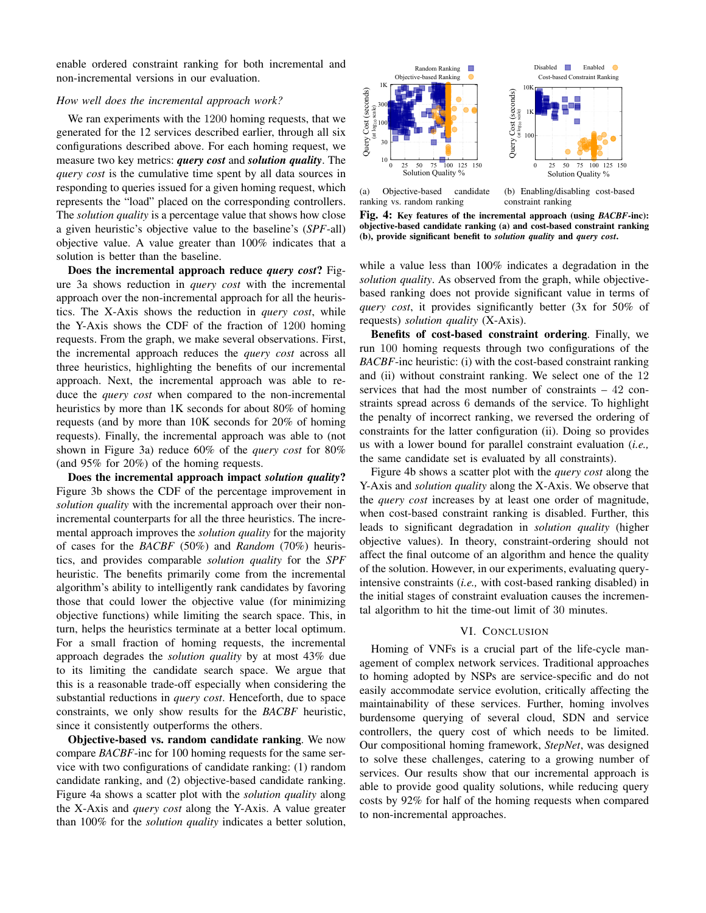enable ordered constraint ranking for both incremental and non-incremental versions in our evaluation.

*How well does the incremental approach work?*

We ran experiments with the 1200 homing requests, that we generated for the 12 services described earlier, through all six configurations described above. For each homing request, we measure two key metrics: ***query cost*** and ***solution quality***. The *query cost* is the cumulative time spent by all data sources in responding to queries issued for a given homing request, which represents the "load" placed on the corresponding controllers. The *solution quality* is a percentage value that shows how close a given heuristic's objective value to the baseline's (*SPF*-all) objective value. A value greater than 100% indicates that a solution is better than the baseline.

**Does the incremental approach reduce *query cost*?** Figure 3a shows reduction in *query cost* with the incremental approach over the non-incremental approach for all the heuristics. The X-Axis shows the reduction in *query cost*, while the Y-Axis shows the CDF of the fraction of 1200 homing requests. From the graph, we make several observations. First, the incremental approach reduces the *query cost* across all three heuristics, highlighting the benefits of our incremental approach. Next, the incremental approach was able to reduce the *query cost* when compared to the non-incremental heuristics by more than 1K seconds for about 80% of homing requests (and by more than 10K seconds for 20% of homing requests). Finally, the incremental approach was able to (not shown in Figure 3a) reduce 60% of the *query cost* for 80% (and 95% for 20%) of the homing requests.

**Does the incremental approach impact *solution quality*?** Figure 3b shows the CDF of the percentage improvement in *solution quality* with the incremental approach over their non-incremental counterparts for all the three heuristics. The incremental approach improves the *solution quality* for the majority of cases for the *BACBF* (50%) and *Random* (70%) heuristics, and provides comparable *solution quality* for the *SPF* heuristic. The benefits primarily come from the incremental algorithm's ability to intelligently rank candidates by favoring those that could lower the objective value (for minimizing objective functions) while limiting the search space. This, in turn, helps the heuristics terminate at a better local optimum. For a small fraction of homing requests, the incremental approach degrades the *solution quality* by at most 43% due to its limiting the candidate search space. We argue that this is a reasonable trade-off especially when considering the substantial reductions in *query cost*. Henceforth, due to space constraints, we only show results for the *BACBF* heuristic, since it consistently outperforms the others.

**Objective-based vs. random candidate ranking**. We now compare *BACBF*-inc for 100 homing requests for the same service with two configurations of candidate ranking: (1) random candidate ranking, and (2) objective-based candidate ranking. Figure 4a shows a scatter plot with the *solution quality* along the X-Axis and *query cost* along the Y-Axis. A value greater than 100% for the *solution quality* indicates a better solution, while a value less than 100% indicates a degradation in the *solution quality*. As observed from the graph, while objective-based ranking does not provide significant value in terms of *query cost*, it provides significantly better (3x for 50% of requests) *solution quality* (X-Axis).

(a) Objective-based candidate ranking vs. random ranking

(b) Enabling/disabling cost-based constraint ranking

**Fig. 4: Key features of the incremental approach (using *BACBF*-inc): objective-based candidate ranking (a) and cost-based constraint ranking (b), provide significant benefit to *solution quality* and *query cost*.**

**Benefits of cost-based constraint ordering**. Finally, we run 100 homing requests through two configurations of the *BACBF*-inc heuristic: (i) with the cost-based constraint ranking and (ii) without constraint ranking. We select one of the 12 services that had the most number of constraints – 42 constraints spread across 6 demands of the service. To highlight the penalty of incorrect ranking, we reversed the ordering of constraints for the latter configuration (ii). Doing so provides us with a lower bound for parallel constraint evaluation (*i.e.,* the same candidate set is evaluated by all constraints).

Figure 4b shows a scatter plot with the *query cost* along the Y-Axis and *solution quality* along the X-Axis. We observe that the *query cost* increases by at least one order of magnitude, when cost-based constraint ranking is disabled. Further, this leads to significant degradation in *solution quality* (higher objective values). In theory, constraint-ordering should not affect the final outcome of an algorithm and hence the quality of the solution. However, in our experiments, evaluating query-intensive constraints (*i.e.,* with cost-based ranking disabled) in the initial stages of constraint evaluation causes the incremental algorithm to hit the time-out limit of 30 minutes.

## VI. Conclusion

Homing of VNFs is a crucial part of the life-cycle management of complex network services. Traditional approaches to homing adopted by NSPs are service-specific and do not easily accommodate service evolution, critically affecting the maintainability of these services. Further, homing involves burdensome querying of several cloud, SDN and service controllers, the query cost of which needs to be limited. Our compositional homing framework, *StepNet*, was designed to solve these challenges, catering to a growing number of services. Our results show that our incremental approach is able to provide good quality solutions, while reducing query costs by 92% for half of the homing requests when compared to non-incremental approaches.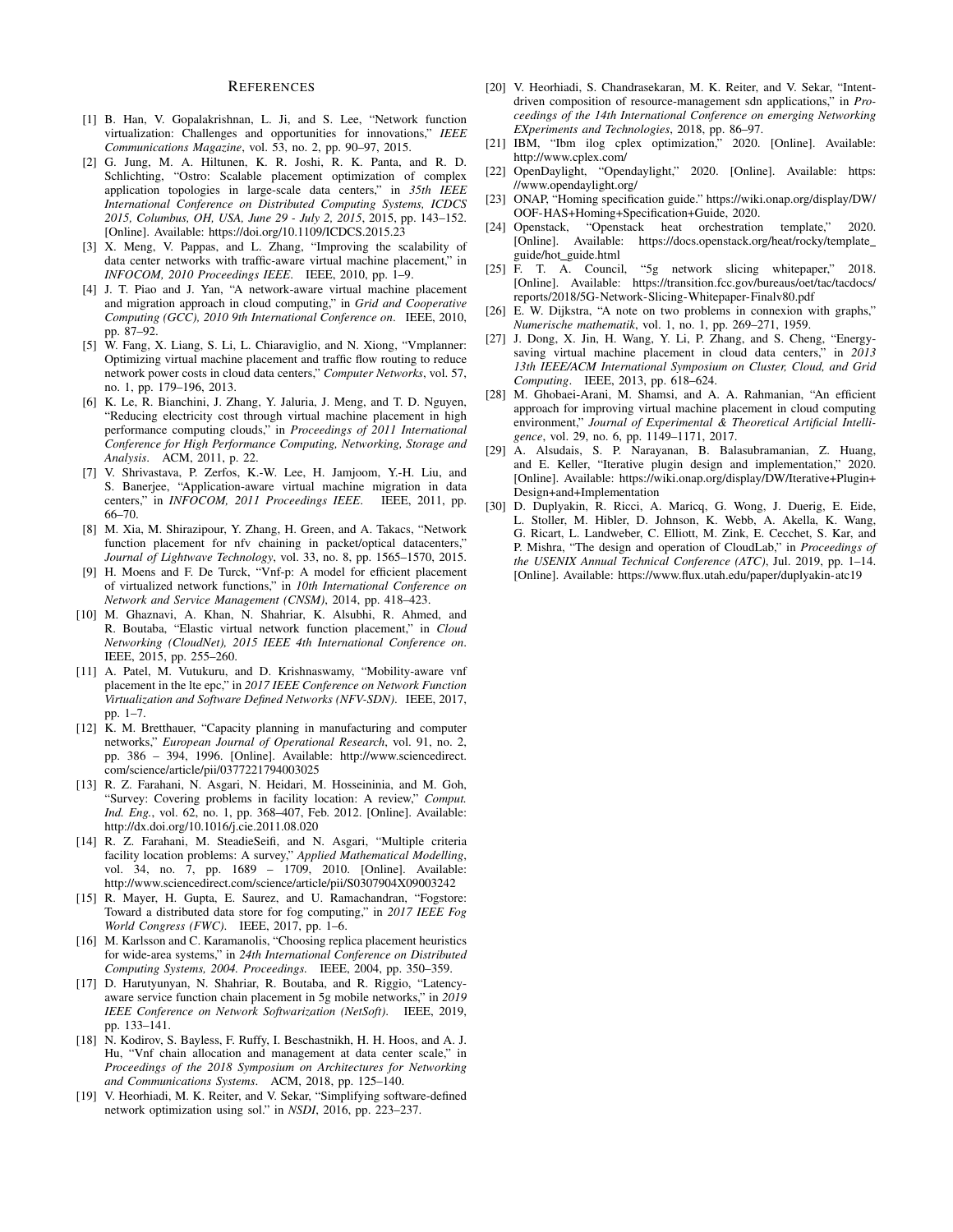# References

[1] B. Han, V. Gopalakrishnan, L. Ji, and S. Lee, "Network function virtualization: Challenges and opportunities for innovations," *IEEE Communications Magazine*, vol. 53, no. 2, pp. 90–97, 2015.

[2] G. Jung, M. A. Hiltunen, K. R. Joshi, R. K. Panta, and R. D. Schlichting, "Ostro: Scalable placement optimization of complex application topologies in large-scale data centers," in *35th IEEE International Conference on Distributed Computing Systems, ICDCS 2015, Columbus, OH, USA, June 29 - July 2, 2015*, 2015, pp. 143–152. [Online]. Available: https://doi.org/10.1109/ICDCS.2015.23

[3] X. Meng, V. Pappas, and L. Zhang, "Improving the scalability of data center networks with traffic-aware virtual machine placement," in *INFOCOM, 2010 Proceedings IEEE*. IEEE, 2010, pp. 1–9.

[4] J. T. Piao and J. Yan, "A network-aware virtual machine placement and migration approach in cloud computing," in *Grid and Cooperative Computing (GCC), 2010 9th International Conference on*. IEEE, 2010, pp. 87–92.

[5] W. Fang, X. Liang, S. Li, L. Chiaraviglio, and N. Xiong, "Vmplanner: Optimizing virtual machine placement and traffic flow routing to reduce network power costs in cloud data centers," *Computer Networks*, vol. 57, no. 1, pp. 179–196, 2013.

[6] K. Le, R. Bianchini, J. Zhang, Y. Jaluria, J. Meng, and T. D. Nguyen, "Reducing electricity cost through virtual machine placement in high performance computing clouds," in *Proceedings of 2011 International Conference for High Performance Computing, Networking, Storage and Analysis*. ACM, 2011, p. 22.

[7] V. Shrivastava, P. Zerfos, K.-W. Lee, H. Jamjoom, Y.-H. Liu, and S. Banerjee, "Application-aware virtual machine migration in data centers," in *INFOCOM, 2011 Proceedings IEEE*. IEEE, 2011, pp. 66–70.

[8] M. Xia, M. Shirazipour, Y. Zhang, H. Green, and A. Takacs, "Network function placement for nfv chaining in packet/optical datacenters," *Journal of Lightwave Technology*, vol. 33, no. 8, pp. 1565–1570, 2015.

[9] H. Moens and F. De Turck, "Vnf-p: A model for efficient placement of virtualized network functions," in *10th International Conference on Network and Service Management (CNSM)*, 2014, pp. 418–423.

[10] M. Ghaznavi, A. Khan, N. Shahriar, K. Alsubhi, R. Ahmed, and R. Boutaba, "Elastic virtual network function placement," in *Cloud Networking (CloudNet), 2015 IEEE 4th International Conference on*. IEEE, 2015, pp. 255–260.

[11] A. Patel, M. Vutukuru, and D. Krishnaswamy, "Mobility-aware vnf placement in the lte epc," in *2017 IEEE Conference on Network Function Virtualization and Software Defined Networks (NFV-SDN)*. IEEE, 2017, pp. 1–7.

[12] K. M. Bretthauer, "Capacity planning in manufacturing and computer networks," *European Journal of Operational Research*, vol. 91, no. 2, pp. 386 – 394, 1996. [Online]. Available: http://www.sciencedirect.com/science/article/pii/0377221794003025

[13] R. Z. Farahani, N. Asgari, N. Heidari, M. Hosseininia, and M. Goh, "Survey: Covering problems in facility location: A review," *Comput. Ind. Eng.*, vol. 62, no. 1, pp. 368–407, Feb. 2012. [Online]. Available: http://dx.doi.org/10.1016/j.cie.2011.08.020

[14] R. Z. Farahani, M. SteadieSeifi, and N. Asgari, "Multiple criteria facility location problems: A survey," *Applied Mathematical Modelling*, vol. 34, no. 7, pp. 1689 – 1709, 2010. [Online]. Available: http://www.sciencedirect.com/science/article/pii/S0307904X09003242

[15] R. Mayer, H. Gupta, E. Saurez, and U. Ramachandran, "Fogstore: Toward a distributed data store for fog computing," in *2017 IEEE Fog World Congress (FWC)*. IEEE, 2017, pp. 1–6.

[16] M. Karlsson and C. Karamanolis, "Choosing replica placement heuristics for wide-area systems," in *24th International Conference on Distributed Computing Systems, 2004. Proceedings.* IEEE, 2004, pp. 350–359.

[17] D. Harutyunyan, N. Shahriar, R. Boutaba, and R. Riggio, "Latency-aware service function chain placement in 5g mobile networks," in *2019 IEEE Conference on Network Softwarization (NetSoft)*. IEEE, 2019, pp. 133–141.

[18] N. Kodirov, S. Bayless, F. Ruffy, I. Beschastnikh, H. H. Hoos, and A. J. Hu, "Vnf chain allocation and management at data center scale," in *Proceedings of the 2018 Symposium on Architectures for Networking and Communications Systems*. ACM, 2018, pp. 125–140.

[19] V. Heorhiadi, M. K. Reiter, and V. Sekar, "Simplifying software-defined network optimization using sol." in *NSDI*, 2016, pp. 223–237.

[20] V. Heorhiadi, S. Chandrasekaran, M. K. Reiter, and V. Sekar, "Intent-driven composition of resource-management sdn applications," in *Proceedings of the 14th International Conference on emerging Networking EXperiments and Technologies*, 2018, pp. 86–97.

[21] IBM, "Ibm ilog cplex optimization," 2020. [Online]. Available: http://www.cplex.com/

[22] OpenDaylight, "Opendaylight," 2020. [Online]. Available: https://www.opendaylight.org/

[23] ONAP, "Homing specification guide." https://wiki.onap.org/display/DW/OOF-HAS+Homing+Specification+Guide, 2020.

[24] Openstack, "Openstack heat orchestration template," 2020. [Online]. Available: https://docs.openstack.org/heat/rocky/template_guide/hot_guide.html

[25] F. T. A. Council, "5g network slicing whitepaper," 2018. [Online]. Available: https://transition.fcc.gov/bureaus/oet/tac/tacdocs/reports/2018/5G-Network-Slicing-Whitepaper-Finalv80.pdf

[26] E. W. Dijkstra, "A note on two problems in connexion with graphs," *Numerische mathematik*, vol. 1, no. 1, pp. 269–271, 1959.

[27] J. Dong, X. Jin, H. Wang, Y. Li, P. Zhang, and S. Cheng, "Energy-saving virtual machine placement in cloud data centers," in *2013 13th IEEE/ACM International Symposium on Cluster, Cloud, and Grid Computing*. IEEE, 2013, pp. 618–624.

[28] M. Ghobaei-Arani, M. Shamsi, and A. A. Rahmanian, "An efficient approach for improving virtual machine placement in cloud computing environment," *Journal of Experimental & Theoretical Artificial Intelligence*, vol. 29, no. 6, pp. 1149–1171, 2017.

[29] A. Alsudais, S. P. Narayanan, B. Balasubramanian, Z. Huang, and E. Keller, "Iterative plugin design and implementation," 2020. [Online]. Available: https://wiki.onap.org/display/DW/Iterative+Plugin+Design+and+Implementation

[30] D. Duplyakin, R. Ricci, A. Maricq, G. Wong, J. Duerig, E. Eide, L. Stoller, M. Hibler, D. Johnson, K. Webb, A. Akella, K. Wang, G. Ricart, L. Landweber, C. Elliott, M. Zink, E. Cecchet, S. Kar, and P. Mishra, "The design and operation of CloudLab," in *Proceedings of the USENIX Annual Technical Conference (ATC)*, Jul. 2019, pp. 1–14. [Online]. Available: https://www.flux.utah.edu/paper/duplyakin-atc19